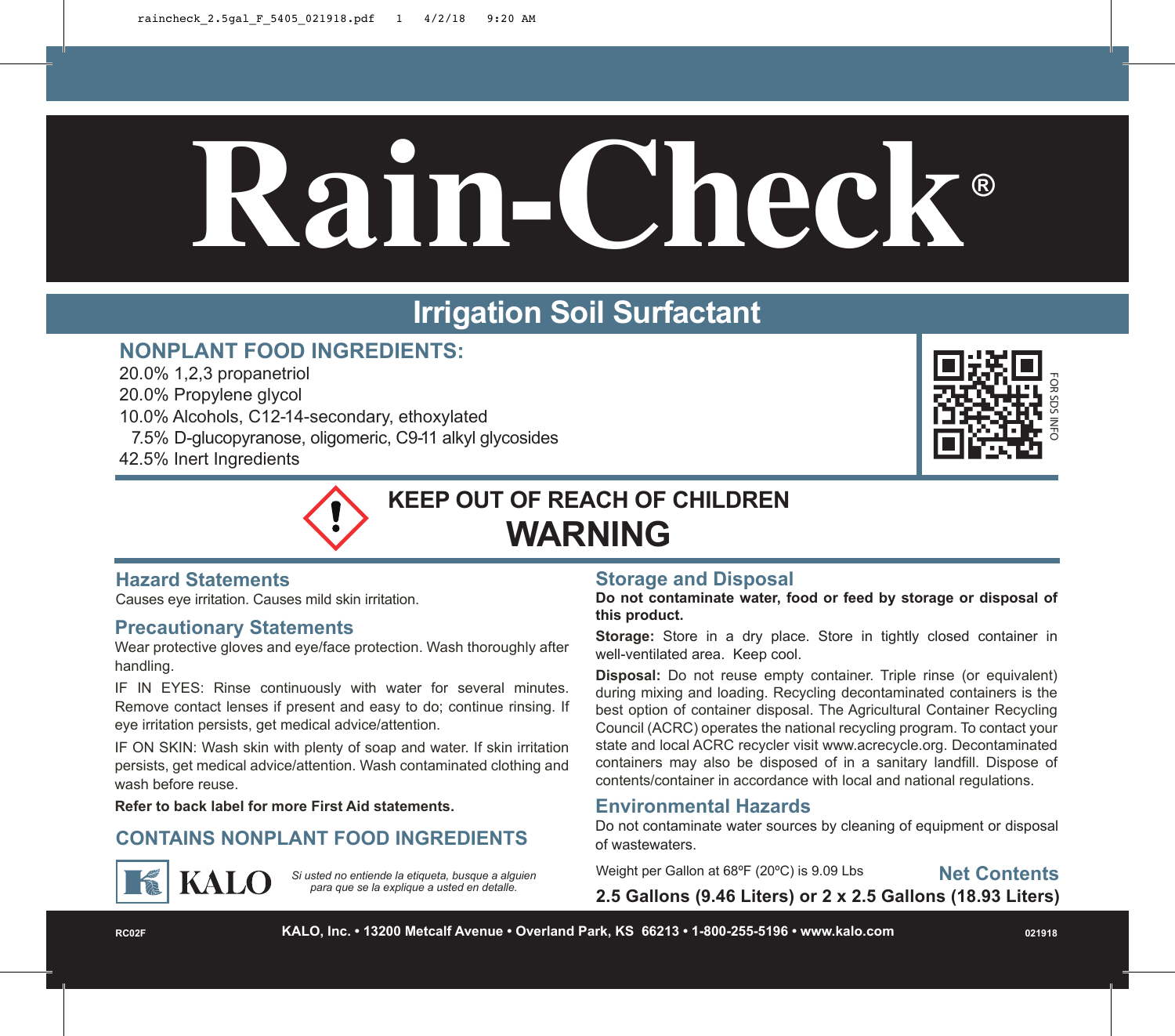# Rain-Check®

## Irrigation Soil Surfactant

### NONPLANT FOOD INGREDIENTS:

20.0% 1,2,3 propanetriol
20.0% Propylene glycol
10.0% Alcohols, C12-14-secondary, ethoxylated
7.5% D-glucopyranose, oligomeric, C9-11 alkyl glycosides
42.5% Inert Ingredients

FOR SDS INFO

**KEEP OUT OF REACH OF CHILDREN**

**WARNING**

### Hazard Statements

Causes eye irritation. Causes mild skin irritation.

### Precautionary Statements

Wear protective gloves and eye/face protection. Wash thoroughly after handling.

IF IN EYES: Rinse continuously with water for several minutes. Remove contact lenses if present and easy to do; continue rinsing. If eye irritation persists, get medical advice/attention.

IF ON SKIN: Wash skin with plenty of soap and water. If skin irritation persists, get medical advice/attention. Wash contaminated clothing and wash before reuse.

**Refer to back label for more First Aid statements.**

### CONTAINS NONPLANT FOOD INGREDIENTS

KALO

*Si usted no entiende la etiqueta, busque a alguien para que se la explique a usted en detalle.*

### Storage and Disposal

**Do not contaminate water, food or feed by storage or disposal of this product.**

**Storage:** Store in a dry place. Store in tightly closed container in well-ventilated area. Keep cool.

**Disposal:** Do not reuse empty container. Triple rinse (or equivalent) during mixing and loading. Recycling decontaminated containers is the best option of container disposal. The Agricultural Container Recycling Council (ACRC) operates the national recycling program. To contact your state and local ACRC recycler visit www.acrecycle.org. Decontaminated containers may also be disposed of in a sanitary landfill. Dispose of contents/container in accordance with local and national regulations.

### Environmental Hazards

Do not contaminate water sources by cleaning of equipment or disposal of wastewaters.

Weight per Gallon at 68ºF (20ºC) is 9.09 Lbs

### Net Contents

**2.5 Gallons (9.46 Liters) or 2 x 2.5 Gallons (18.93 Liters)**

RC02F **KALO, Inc. • 13200 Metcalf Avenue • Overland Park, KS 66213 • 1-800-255-5196 • www.kalo.com** 021918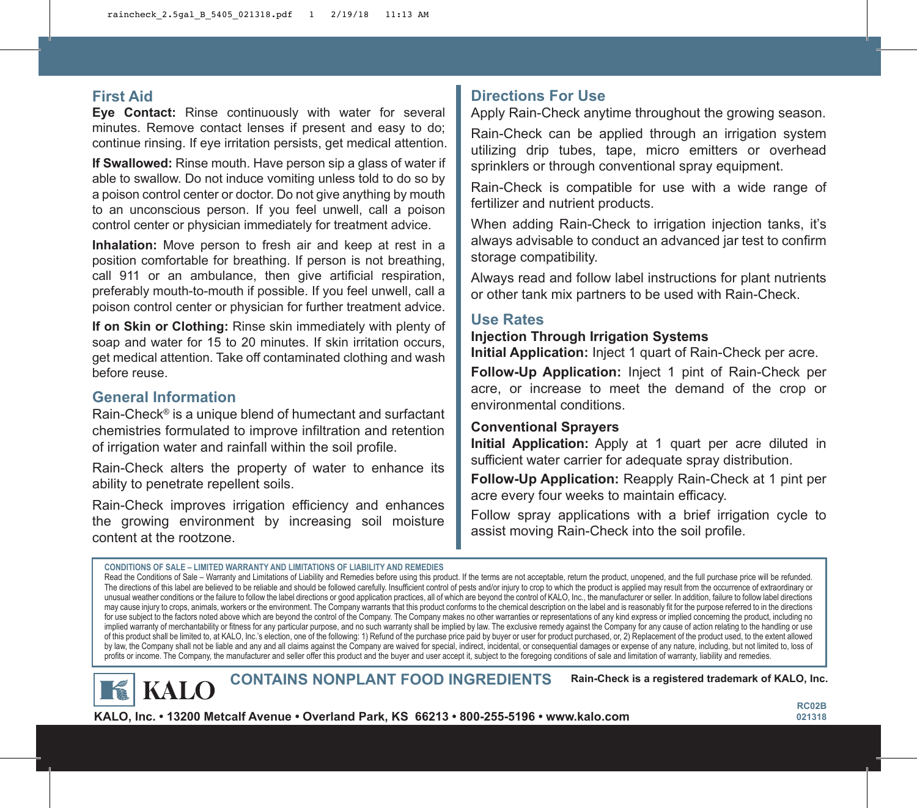## First Aid

**Eye Contact:** Rinse continuously with water for several minutes. Remove contact lenses if present and easy to do; continue rinsing. If eye irritation persists, get medical attention.

**If Swallowed:** Rinse mouth. Have person sip a glass of water if able to swallow. Do not induce vomiting unless told to do so by a poison control center or doctor. Do not give anything by mouth to an unconscious person. If you feel unwell, call a poison control center or physician immediately for treatment advice.

**Inhalation:** Move person to fresh air and keep at rest in a position comfortable for breathing. If person is not breathing, call 911 or an ambulance, then give artificial respiration, preferably mouth-to-mouth if possible. If you feel unwell, call a poison control center or physician for further treatment advice.

**If on Skin or Clothing:** Rinse skin immediately with plenty of soap and water for 15 to 20 minutes. If skin irritation occurs, get medical attention. Take off contaminated clothing and wash before reuse.

## General Information

Rain-Check® is a unique blend of humectant and surfactant chemistries formulated to improve infiltration and retention of irrigation water and rainfall within the soil profile.

Rain-Check alters the property of water to enhance its ability to penetrate repellent soils.

Rain-Check improves irrigation efficiency and enhances the growing environment by increasing soil moisture content at the rootzone.

## Directions For Use

Apply Rain-Check anytime throughout the growing season.

Rain-Check can be applied through an irrigation system utilizing drip tubes, tape, micro emitters or overhead sprinklers or through conventional spray equipment.

Rain-Check is compatible for use with a wide range of fertilizer and nutrient products.

When adding Rain-Check to irrigation injection tanks, it's always advisable to conduct an advanced jar test to confirm storage compatibility.

Always read and follow label instructions for plant nutrients or other tank mix partners to be used with Rain-Check.

## Use Rates

### Injection Through Irrigation Systems

**Initial Application:** Inject 1 quart of Rain-Check per acre.

**Follow-Up Application:** Inject 1 pint of Rain-Check per acre, or increase to meet the demand of the crop or environmental conditions.

### Conventional Sprayers

**Initial Application:** Apply at 1 quart per acre diluted in sufficient water carrier for adequate spray distribution.

**Follow-Up Application:** Reapply Rain-Check at 1 pint per acre every four weeks to maintain efficacy.

Follow spray applications with a brief irrigation cycle to assist moving Rain-Check into the soil profile.

**CONDITIONS OF SALE – LIMITED WARRANTY AND LIMITATIONS OF LIABILITY AND REMEDIES**

Read the Conditions of Sale – Warranty and Limitations of Liability and Remedies before using this product. If the terms are not acceptable, return the product, unopened, and the full purchase price will be refunded. The directions of this label are believed to be reliable and should be followed carefully. Insufficient control of pests and/or injury to crop to which the product is applied may result from the occurrence of extraordinary or unusual weather conditions or the failure to follow the label directions or good application practices, all of which are beyond the control of KALO, Inc., the manufacturer or seller. In addition, failure to follow label directions may cause injury to crops, animals, workers or the environment. The Company warrants that this product conforms to the chemical description on the label and is reasonably fit for the purpose referred to in the directions for use subject to the factors noted above which are beyond the control of the Company. The Company makes no other warranties or representations of any kind express or implied concerning the product, including no implied warranty of merchantability or fitness for any particular purpose, and no such warranty shall be implied by law. The exclusive remedy against the Company for any cause of action relating to the handling or use of this product shall be limited to, at KALO, Inc.'s election, one of the following: 1) Refund of the purchase price paid by buyer or user for product purchased, or, 2) Replacement of the product used, to the extent allowed by law, the Company shall not be liable and any and all claims against the Company are waived for special, indirect, incidental, or consequential damages or expense of any nature, including, but not limited to, loss of profits or income. The Company, the manufacturer and seller offer this product and the buyer and user accept it, subject to the foregoing conditions of sale and limitation of warranty, liability and remedies.

KALO

**CONTAINS NONPLANT FOOD INGREDIENTS**

**Rain-Check is a registered trademark of KALO, Inc.**

**KALO, Inc. • 13200 Metcalf Avenue • Overland Park, KS 66213 • 800-255-5196 • www.kalo.com**

RC02B
021318